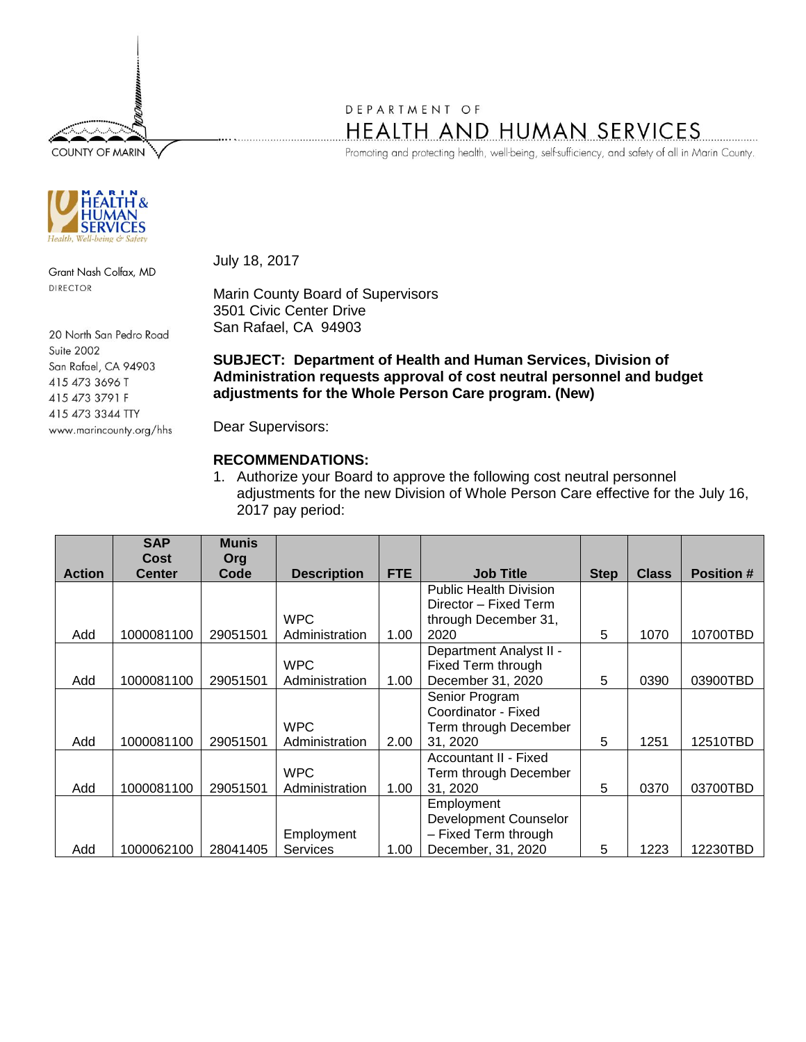COUNTY OF MARIN

DEPARTMENT OF

HEALTH AND HUMAN SERVICES

Promoting and protecting health, well-being, self-sufficiency, and safety of all in Marin County.

MARIN HEALTH & HUMAN SERVICES

Health, Well-being & Safety

Grant Nash Colfax, MD
DIRECTOR

20 North San Pedro Road
Suite 2002
San Rafael, CA 94903
415 473 3696 T
415 473 3791 F
415 473 3344 TTY
www.marincounty.org/hhs

July 18, 2017

Marin County Board of Supervisors
3501 Civic Center Drive
San Rafael, CA 94903

**SUBJECT: Department of Health and Human Services, Division of Administration requests approval of cost neutral personnel and budget adjustments for the Whole Person Care program. (New)**

Dear Supervisors:

**RECOMMENDATIONS:**

1. Authorize your Board to approve the following cost neutral personnel adjustments for the new Division of Whole Person Care effective for the July 16, 2017 pay period:

| Action | SAP Cost Center | Munis Org Code | Description | FTE | Job Title | Step | Class | Position # |
|---|---|---|---|---|---|---|---|---|
| Add | 1000081100 | 29051501 | WPC Administration | 1.00 | Public Health Division Director – Fixed Term through December 31, 2020 | 5 | 1070 | 10700TBD |
| Add | 1000081100 | 29051501 | WPC Administration | 1.00 | Department Analyst II - Fixed Term through December 31, 2020 | 5 | 0390 | 03900TBD |
| Add | 1000081100 | 29051501 | WPC Administration | 2.00 | Senior Program Coordinator - Fixed Term through December 31, 2020 | 5 | 1251 | 12510TBD |
| Add | 1000081100 | 29051501 | WPC Administration | 1.00 | Accountant II - Fixed Term through December 31, 2020 | 5 | 0370 | 03700TBD |
| Add | 1000062100 | 28041405 | Employment Services | 1.00 | Employment Development Counselor – Fixed Term through December, 31, 2020 | 5 | 1223 | 12230TBD |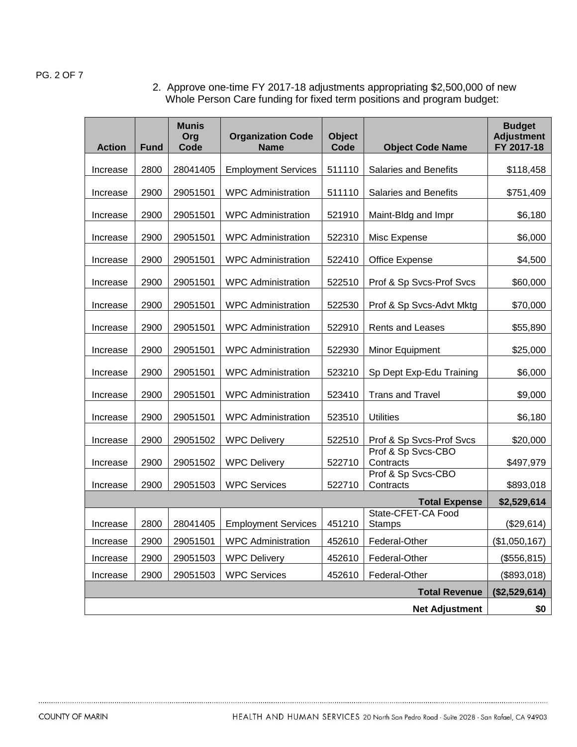2. Approve one-time FY 2017-18 adjustments appropriating $2,500,000 of new Whole Person Care funding for fixed term positions and program budget:

| Action | Fund | Munis Org Code | Organization Code Name | Object Code | Object Code Name | Budget Adjustment FY 2017-18 |
|---|---|---|---|---|---|---|
| Increase | 2800 | 28041405 | Employment Services | 511110 | Salaries and Benefits | $118,458 |
| Increase | 2900 | 29051501 | WPC Administration | 511110 | Salaries and Benefits | $751,409 |
| Increase | 2900 | 29051501 | WPC Administration | 521910 | Maint-Bldg and Impr | $6,180 |
| Increase | 2900 | 29051501 | WPC Administration | 522310 | Misc Expense | $6,000 |
| Increase | 2900 | 29051501 | WPC Administration | 522410 | Office Expense | $4,500 |
| Increase | 2900 | 29051501 | WPC Administration | 522510 | Prof & Sp Svcs-Prof Svcs | $60,000 |
| Increase | 2900 | 29051501 | WPC Administration | 522530 | Prof & Sp Svcs-Advt Mktg | $70,000 |
| Increase | 2900 | 29051501 | WPC Administration | 522910 | Rents and Leases | $55,890 |
| Increase | 2900 | 29051501 | WPC Administration | 522930 | Minor Equipment | $25,000 |
| Increase | 2900 | 29051501 | WPC Administration | 523210 | Sp Dept Exp-Edu Training | $6,000 |
| Increase | 2900 | 29051501 | WPC Administration | 523410 | Trans and Travel | $9,000 |
| Increase | 2900 | 29051501 | WPC Administration | 523510 | Utilities | $6,180 |
| Increase | 2900 | 29051502 | WPC Delivery | 522510 | Prof & Sp Svcs-Prof Svcs | $20,000 |
| Increase | 2900 | 29051502 | WPC Delivery | 522710 | Prof & Sp Svcs-CBO Contracts | $497,979 |
| Increase | 2900 | 29051503 | WPC Services | 522710 | Prof & Sp Svcs-CBO Contracts | $893,018 |
| | | | | | **Total Expense** | **$2,529,614** |
| Increase | 2800 | 28041405 | Employment Services | 451210 | State-CFET-CA Food Stamps | ($29,614) |
| Increase | 2900 | 29051501 | WPC Administration | 452610 | Federal-Other | ($1,050,167) |
| Increase | 2900 | 29051503 | WPC Delivery | 452610 | Federal-Other | ($556,815) |
| Increase | 2900 | 29051503 | WPC Services | 452610 | Federal-Other | ($893,018) |
| | | | | | **Total Revenue** | **($2,529,614)** |
| | | | | | **Net Adjustment** | **$0** |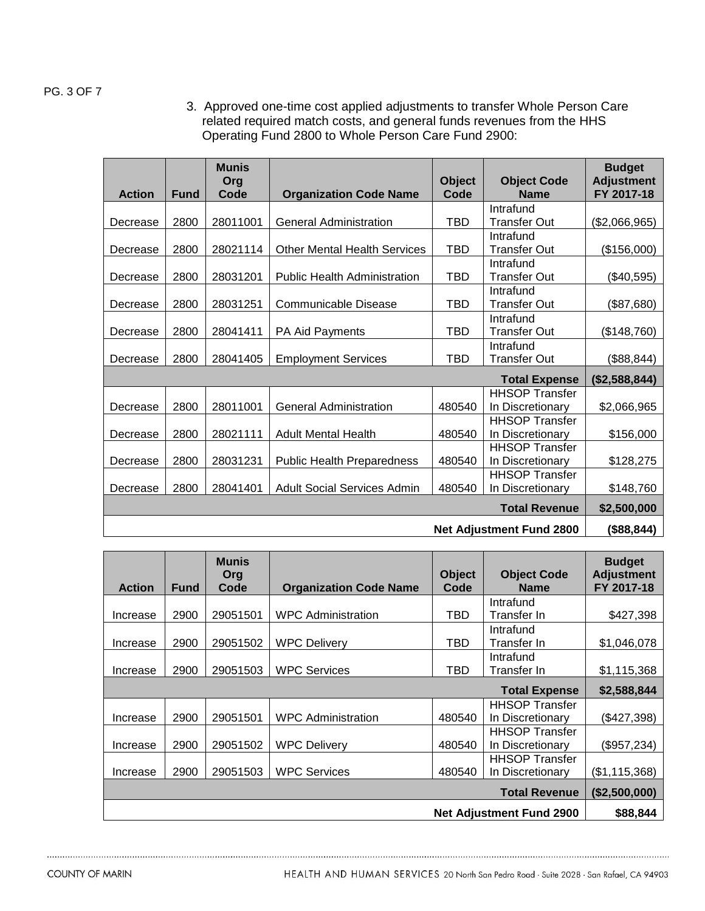3. Approved one-time cost applied adjustments to transfer Whole Person Care related required match costs, and general funds revenues from the HHS Operating Fund 2800 to Whole Person Care Fund 2900:

| Action | Fund | Munis Org Code | Organization Code Name | Object Code | Object Code Name | Budget Adjustment FY 2017-18 |
|---|---|---|---|---|---|---|
| Decrease | 2800 | 28011001 | General Administration | TBD | Intrafund Transfer Out | ($2,066,965) |
| Decrease | 2800 | 28021114 | Other Mental Health Services | TBD | Intrafund Transfer Out | ($156,000) |
| Decrease | 2800 | 28031201 | Public Health Administration | TBD | Intrafund Transfer Out | ($40,595) |
| Decrease | 2800 | 28031251 | Communicable Disease | TBD | Intrafund Transfer Out | ($87,680) |
| Decrease | 2800 | 28041411 | PA Aid Payments | TBD | Intrafund Transfer Out | ($148,760) |
| Decrease | 2800 | 28041405 | Employment Services | TBD | Intrafund Transfer Out | ($88,844) |
| | | | | | **Total Expense** | **($2,588,844)** |
| Decrease | 2800 | 28011001 | General Administration | 480540 | HHSOP Transfer In Discretionary | $2,066,965 |
| Decrease | 2800 | 28021111 | Adult Mental Health | 480540 | HHSOP Transfer In Discretionary | $156,000 |
| Decrease | 2800 | 28031231 | Public Health Preparedness | 480540 | HHSOP Transfer In Discretionary | $128,275 |
| Decrease | 2800 | 28041401 | Adult Social Services Admin | 480540 | HHSOP Transfer In Discretionary | $148,760 |
| | | | | | **Total Revenue** | **$2,500,000** |
| | | | | | **Net Adjustment Fund 2800** | **($88,844)** |

| Action | Fund | Munis Org Code | Organization Code Name | Object Code | Object Code Name | Budget Adjustment FY 2017-18 |
|---|---|---|---|---|---|---|
| Increase | 2900 | 29051501 | WPC Administration | TBD | Intrafund Transfer In | $427,398 |
| Increase | 2900 | 29051502 | WPC Delivery | TBD | Intrafund Transfer In | $1,046,078 |
| Increase | 2900 | 29051503 | WPC Services | TBD | Intrafund Transfer In | $1,115,368 |
| | | | | | **Total Expense** | **$2,588,844** |
| Increase | 2900 | 29051501 | WPC Administration | 480540 | HHSOP Transfer In Discretionary | ($427,398) |
| Increase | 2900 | 29051502 | WPC Delivery | 480540 | HHSOP Transfer In Discretionary | ($957,234) |
| Increase | 2900 | 29051503 | WPC Services | 480540 | HHSOP Transfer In Discretionary | ($1,115,368) |
| | | | | | **Total Revenue** | **($2,500,000)** |
| | | | | | **Net Adjustment Fund 2900** | **$88,844** |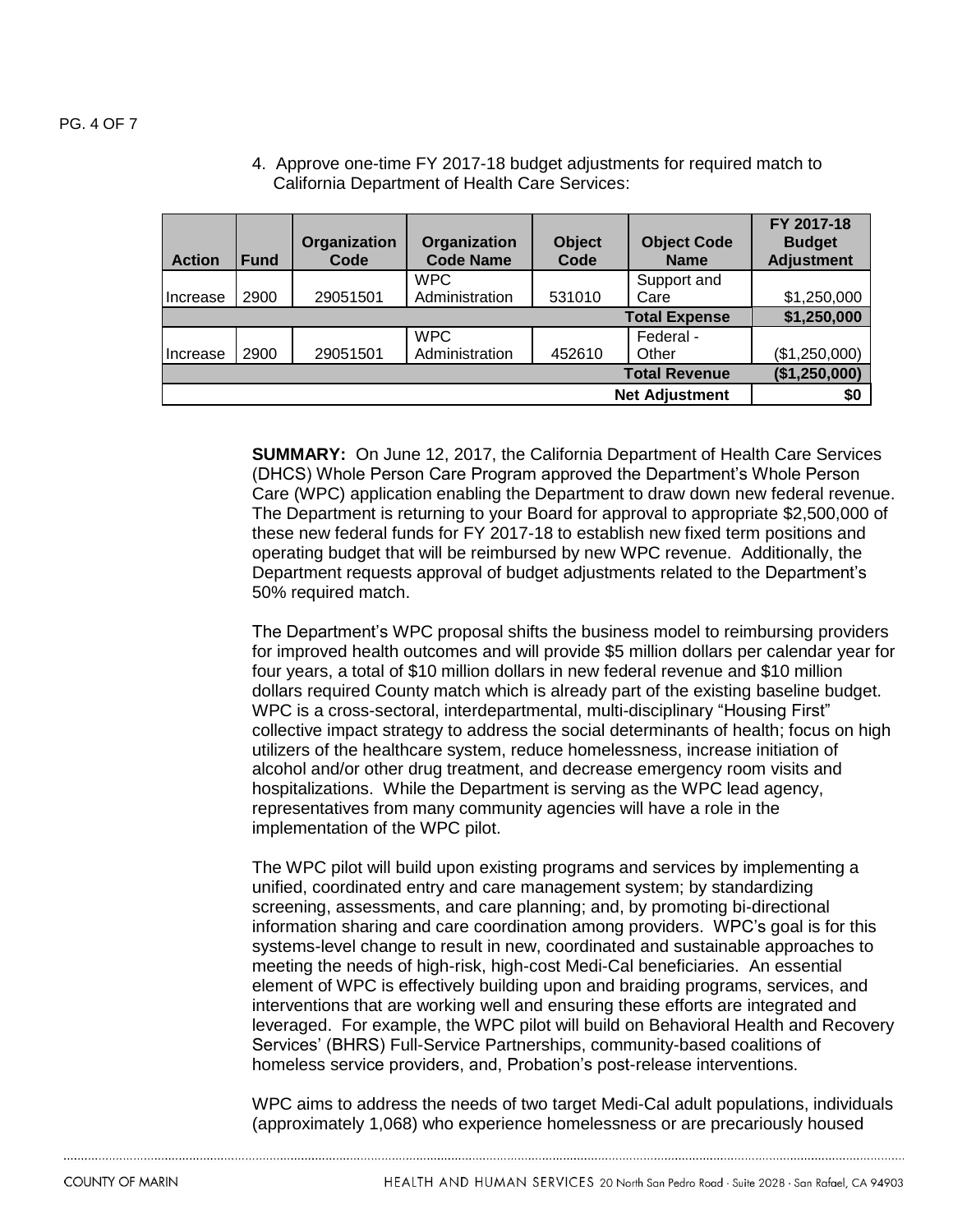4. Approve one-time FY 2017-18 budget adjustments for required match to California Department of Health Care Services:

| Action | Fund | Organization Code | Organization Code Name | Object Code | Object Code Name | FY 2017-18 Budget Adjustment |
|---|---|---|---|---|---|---|
| Increase | 2900 | 29051501 | WPC Administration | 531010 | Support and Care | $1,250,000 |
| | | | | | **Total Expense** | **$1,250,000** |
| Increase | 2900 | 29051501 | WPC Administration | 452610 | Federal - Other | ($1,250,000) |
| | | | | | **Total Revenue** | **($1,250,000)** |
| | | | | | **Net Adjustment** | **$0** |

**SUMMARY:** On June 12, 2017, the California Department of Health Care Services (DHCS) Whole Person Care Program approved the Department's Whole Person Care (WPC) application enabling the Department to draw down new federal revenue. The Department is returning to your Board for approval to appropriate $2,500,000 of these new federal funds for FY 2017-18 to establish new fixed term positions and operating budget that will be reimbursed by new WPC revenue. Additionally, the Department requests approval of budget adjustments related to the Department's 50% required match.

The Department's WPC proposal shifts the business model to reimbursing providers for improved health outcomes and will provide $5 million dollars per calendar year for four years, a total of $10 million dollars in new federal revenue and $10 million dollars required County match which is already part of the existing baseline budget. WPC is a cross-sectoral, interdepartmental, multi-disciplinary "Housing First" collective impact strategy to address the social determinants of health; focus on high utilizers of the healthcare system, reduce homelessness, increase initiation of alcohol and/or other drug treatment, and decrease emergency room visits and hospitalizations. While the Department is serving as the WPC lead agency, representatives from many community agencies will have a role in the implementation of the WPC pilot.

The WPC pilot will build upon existing programs and services by implementing a unified, coordinated entry and care management system; by standardizing screening, assessments, and care planning; and, by promoting bi-directional information sharing and care coordination among providers. WPC's goal is for this systems-level change to result in new, coordinated and sustainable approaches to meeting the needs of high-risk, high-cost Medi-Cal beneficiaries. An essential element of WPC is effectively building upon and braiding programs, services, and interventions that are working well and ensuring these efforts are integrated and leveraged. For example, the WPC pilot will build on Behavioral Health and Recovery Services' (BHRS) Full-Service Partnerships, community-based coalitions of homeless service providers, and, Probation's post-release interventions.

WPC aims to address the needs of two target Medi-Cal adult populations, individuals (approximately 1,068) who experience homelessness or are precariously housed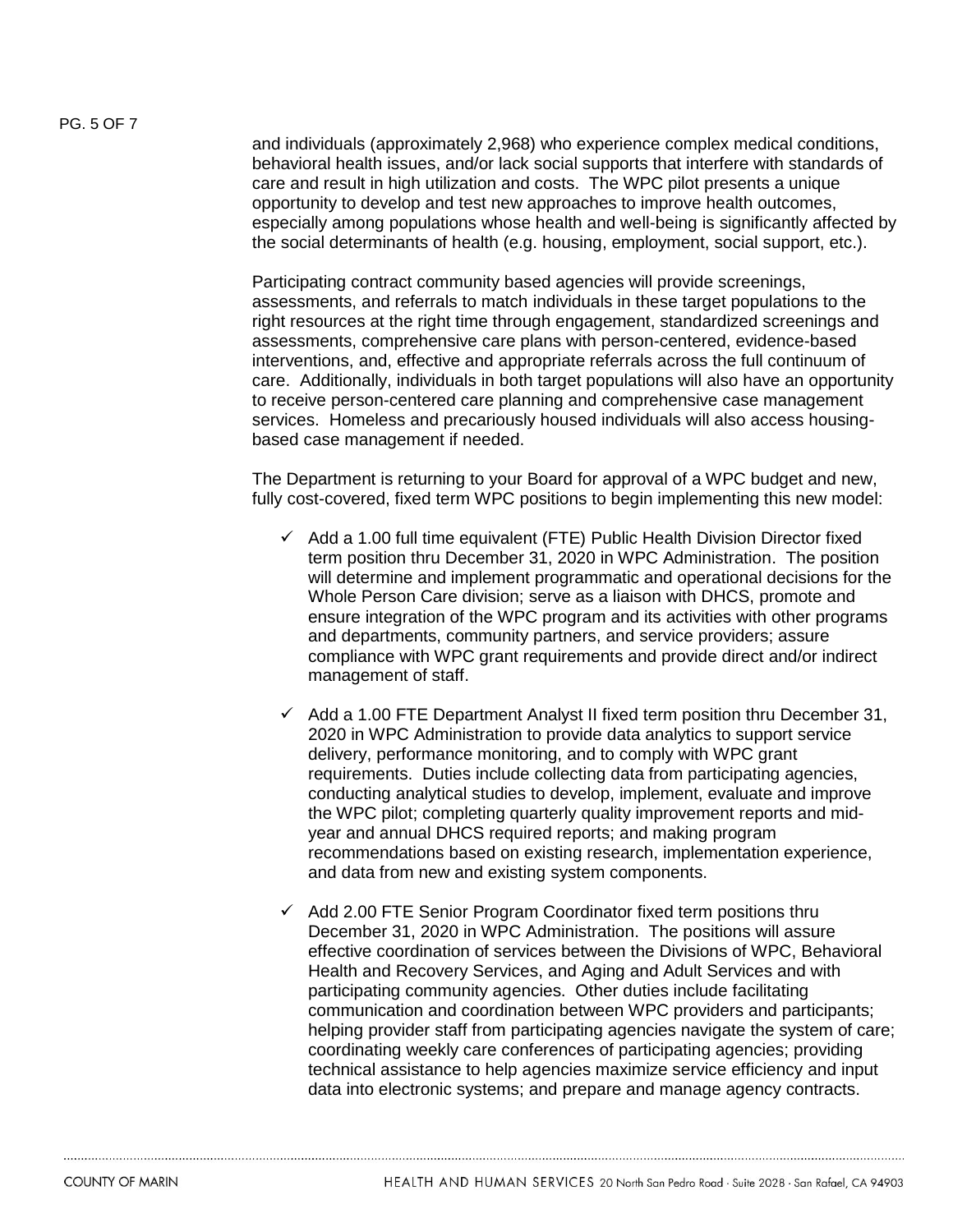and individuals (approximately 2,968) who experience complex medical conditions, behavioral health issues, and/or lack social supports that interfere with standards of care and result in high utilization and costs. The WPC pilot presents a unique opportunity to develop and test new approaches to improve health outcomes, especially among populations whose health and well-being is significantly affected by the social determinants of health (e.g. housing, employment, social support, etc.).

Participating contract community based agencies will provide screenings, assessments, and referrals to match individuals in these target populations to the right resources at the right time through engagement, standardized screenings and assessments, comprehensive care plans with person-centered, evidence-based interventions, and, effective and appropriate referrals across the full continuum of care. Additionally, individuals in both target populations will also have an opportunity to receive person-centered care planning and comprehensive case management services. Homeless and precariously housed individuals will also access housing-based case management if needed.

The Department is returning to your Board for approval of a WPC budget and new, fully cost-covered, fixed term WPC positions to begin implementing this new model:

- ✓ Add a 1.00 full time equivalent (FTE) Public Health Division Director fixed term position thru December 31, 2020 in WPC Administration. The position will determine and implement programmatic and operational decisions for the Whole Person Care division; serve as a liaison with DHCS, promote and ensure integration of the WPC program and its activities with other programs and departments, community partners, and service providers; assure compliance with WPC grant requirements and provide direct and/or indirect management of staff.

- ✓ Add a 1.00 FTE Department Analyst II fixed term position thru December 31, 2020 in WPC Administration to provide data analytics to support service delivery, performance monitoring, and to comply with WPC grant requirements. Duties include collecting data from participating agencies, conducting analytical studies to develop, implement, evaluate and improve the WPC pilot; completing quarterly quality improvement reports and mid-year and annual DHCS required reports; and making program recommendations based on existing research, implementation experience, and data from new and existing system components.

- ✓ Add 2.00 FTE Senior Program Coordinator fixed term positions thru December 31, 2020 in WPC Administration. The positions will assure effective coordination of services between the Divisions of WPC, Behavioral Health and Recovery Services, and Aging and Adult Services and with participating community agencies. Other duties include facilitating communication and coordination between WPC providers and participants; helping provider staff from participating agencies navigate the system of care; coordinating weekly care conferences of participating agencies; providing technical assistance to help agencies maximize service efficiency and input data into electronic systems; and prepare and manage agency contracts.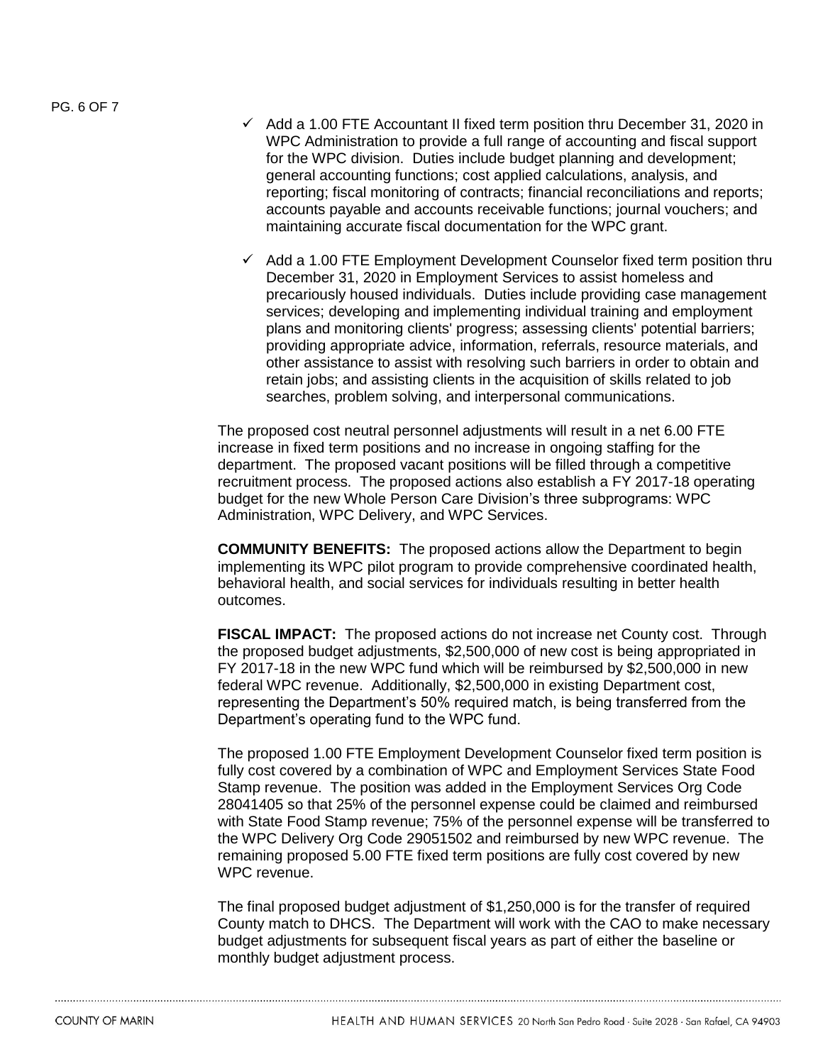- ✓ Add a 1.00 FTE Accountant II fixed term position thru December 31, 2020 in WPC Administration to provide a full range of accounting and fiscal support for the WPC division. Duties include budget planning and development; general accounting functions; cost applied calculations, analysis, and reporting; fiscal monitoring of contracts; financial reconciliations and reports; accounts payable and accounts receivable functions; journal vouchers; and maintaining accurate fiscal documentation for the WPC grant.

- ✓ Add a 1.00 FTE Employment Development Counselor fixed term position thru December 31, 2020 in Employment Services to assist homeless and precariously housed individuals. Duties include providing case management services; developing and implementing individual training and employment plans and monitoring clients' progress; assessing clients' potential barriers; providing appropriate advice, information, referrals, resource materials, and other assistance to assist with resolving such barriers in order to obtain and retain jobs; and assisting clients in the acquisition of skills related to job searches, problem solving, and interpersonal communications.

The proposed cost neutral personnel adjustments will result in a net 6.00 FTE increase in fixed term positions and no increase in ongoing staffing for the department. The proposed vacant positions will be filled through a competitive recruitment process. The proposed actions also establish a FY 2017-18 operating budget for the new Whole Person Care Division's three subprograms: WPC Administration, WPC Delivery, and WPC Services.

**COMMUNITY BENEFITS:** The proposed actions allow the Department to begin implementing its WPC pilot program to provide comprehensive coordinated health, behavioral health, and social services for individuals resulting in better health outcomes.

**FISCAL IMPACT:** The proposed actions do not increase net County cost. Through the proposed budget adjustments, $2,500,000 of new cost is being appropriated in FY 2017-18 in the new WPC fund which will be reimbursed by $2,500,000 in new federal WPC revenue. Additionally, $2,500,000 in existing Department cost, representing the Department's 50% required match, is being transferred from the Department's operating fund to the WPC fund.

The proposed 1.00 FTE Employment Development Counselor fixed term position is fully cost covered by a combination of WPC and Employment Services State Food Stamp revenue. The position was added in the Employment Services Org Code 28041405 so that 25% of the personnel expense could be claimed and reimbursed with State Food Stamp revenue; 75% of the personnel expense will be transferred to the WPC Delivery Org Code 29051502 and reimbursed by new WPC revenue. The remaining proposed 5.00 FTE fixed term positions are fully cost covered by new WPC revenue.

The final proposed budget adjustment of $1,250,000 is for the transfer of required County match to DHCS. The Department will work with the CAO to make necessary budget adjustments for subsequent fiscal years as part of either the baseline or monthly budget adjustment process.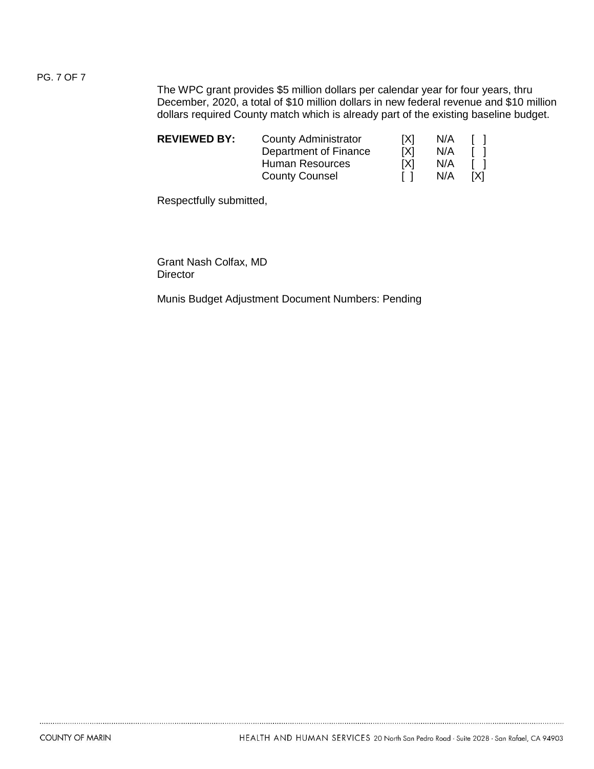The WPC grant provides $5 million dollars per calendar year for four years, thru December, 2020, a total of $10 million dollars in new federal revenue and $10 million dollars required County match which is already part of the existing baseline budget.

| | | | | |
|---|---|---|---|---|
| **REVIEWED BY:** | County Administrator | [X] | N/A | [ ] |
| | Department of Finance | [X] | N/A | [ ] |
| | Human Resources | [X] | N/A | [ ] |
| | County Counsel | [ ] | N/A | [X] |

Respectfully submitted,

Grant Nash Colfax, MD
Director

Munis Budget Adjustment Document Numbers: Pending